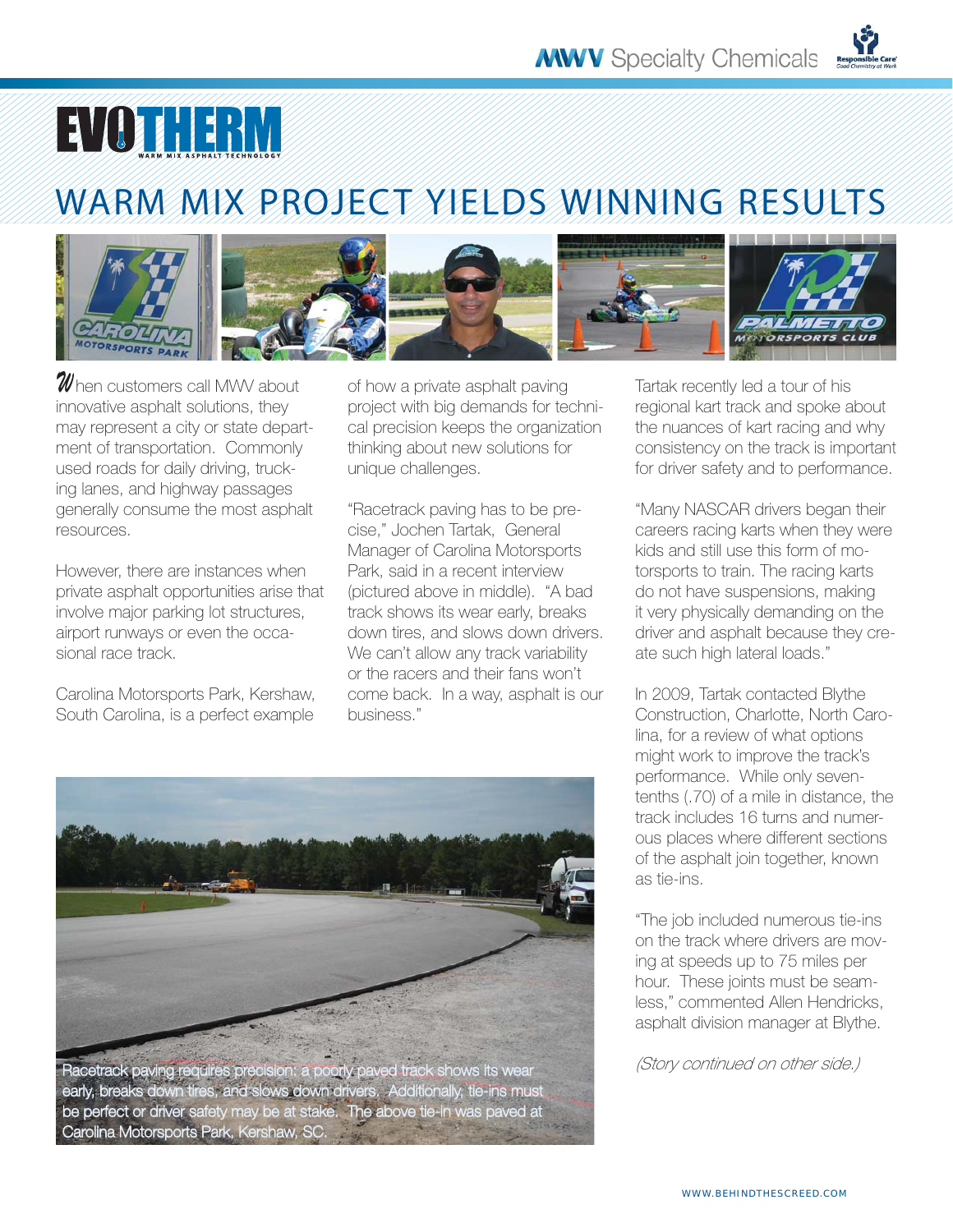MWV Specialty Chemicals

# EVOTHERM

WARM MIX ASPHALT TECHNOLOGY

## WARM MIX PROJECT YIELDS WINNING RESULTS

When customers call MWV about innovative asphalt solutions, they may represent a city or state department of transportation. Commonly used roads for daily driving, trucking lanes, and highway passages generally consume the most asphalt resources.

However, there are instances when private asphalt opportunities arise that involve major parking lot structures, airport runways or even the occasional race track.

Carolina Motorsports Park, Kershaw, South Carolina, is a perfect example of how a private asphalt paving project with big demands for technical precision keeps the organization thinking about new solutions for unique challenges.

"Racetrack paving has to be precise," Jochen Tartak, General Manager of Carolina Motorsports Park, said in a recent interview (pictured above in middle). "A bad track shows its wear early, breaks down tires, and slows down drivers. We can't allow any track variability or the racers and their fans won't come back. In a way, asphalt is our business."

Racetrack paving requires precision: a poorly paved track shows its wear early, breaks down tires, and slows down drivers. Additionally, tie-ins must be perfect or driver safety may be at stake. The above tie-in was paved at Carolina Motorsports Park, Kershaw, SC.

Tartak recently led a tour of his regional kart track and spoke about the nuances of kart racing and why consistency on the track is important for driver safety and to performance.

"Many NASCAR drivers began their careers racing karts when they were kids and still use this form of motorsports to train. The racing karts do not have suspensions, making it very physically demanding on the driver and asphalt because they create such high lateral loads."

In 2009, Tartak contacted Blythe Construction, Charlotte, North Carolina, for a review of what options might work to improve the track's performance. While only seven-tenths (.70) of a mile in distance, the track includes 16 turns and numerous places where different sections of the asphalt join together, known as tie-ins.

"The job included numerous tie-ins on the track where drivers are moving at speeds up to 75 miles per hour. These joints must be seamless," commented Allen Hendricks, asphalt division manager at Blythe.

*(Story continued on other side.)*

WWW.BEHINDTHESCREED.COM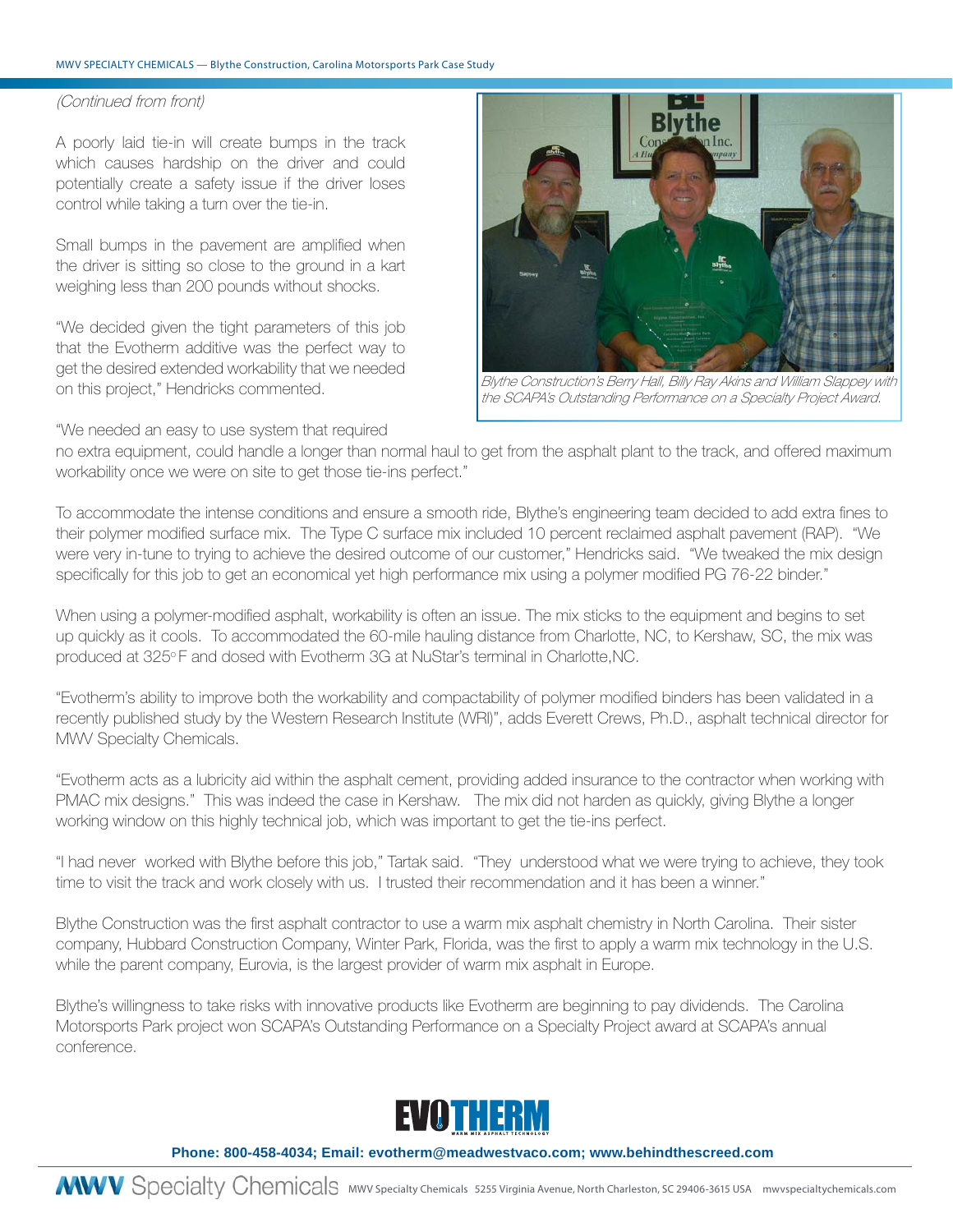*(Continued from front)*

A poorly laid tie-in will create bumps in the track which causes hardship on the driver and could potentially create a safety issue if the driver loses control while taking a turn over the tie-in.

Small bumps in the pavement are amplified when the driver is sitting so close to the ground in a kart weighing less than 200 pounds without shocks.

"We decided given the tight parameters of this job that the Evotherm additive was the perfect way to get the desired extended workability that we needed on this project," Hendricks commented.

*Blythe Construction's Berry Hall, Billy Ray Akins and William Slappey with the SCAPA's Outstanding Performance on a Specialty Project Award.*

"We needed an easy to use system that required no extra equipment, could handle a longer than normal haul to get from the asphalt plant to the track, and offered maximum workability once we were on site to get those tie-ins perfect."

To accommodate the intense conditions and ensure a smooth ride, Blythe's engineering team decided to add extra fines to their polymer modified surface mix. The Type C surface mix included 10 percent reclaimed asphalt pavement (RAP). "We were very in-tune to trying to achieve the desired outcome of our customer," Hendricks said. "We tweaked the mix design specifically for this job to get an economical yet high performance mix using a polymer modified PG 76-22 binder."

When using a polymer-modified asphalt, workability is often an issue. The mix sticks to the equipment and begins to set up quickly as it cools. To accommodated the 60-mile hauling distance from Charlotte, NC, to Kershaw, SC, the mix was produced at 325°F and dosed with Evotherm 3G at NuStar's terminal in Charlotte,NC.

"Evotherm's ability to improve both the workability and compactability of polymer modified binders has been validated in a recently published study by the Western Research Institute (WRI)", adds Everett Crews, Ph.D., asphalt technical director for MWV Specialty Chemicals.

"Evotherm acts as a lubricity aid within the asphalt cement, providing added insurance to the contractor when working with PMAC mix designs." This was indeed the case in Kershaw. The mix did not harden as quickly, giving Blythe a longer working window on this highly technical job, which was important to get the tie-ins perfect.

"I had never worked with Blythe before this job," Tartak said. "They understood what we were trying to achieve, they took time to visit the track and work closely with us. I trusted their recommendation and it has been a winner."

Blythe Construction was the first asphalt contractor to use a warm mix asphalt chemistry in North Carolina. Their sister company, Hubbard Construction Company, Winter Park, Florida, was the first to apply a warm mix technology in the U.S. while the parent company, Eurovia, is the largest provider of warm mix asphalt in Europe.

Blythe's willingness to take risks with innovative products like Evotherm are beginning to pay dividends. The Carolina Motorsports Park project won SCAPA's Outstanding Performance on a Specialty Project award at SCAPA's annual conference.

EVOTHERM
WARM MIX ASPHALT TECHNOLOGY

**Phone: 800-458-4034; Email: evotherm@meadwestvaco.com; www.behindthescreed.com**

MWV Specialty Chemicals MWV Specialty Chemicals 5255 Virginia Avenue, North Charleston, SC 29406-3615 USA mwvspecialtychemicals.com